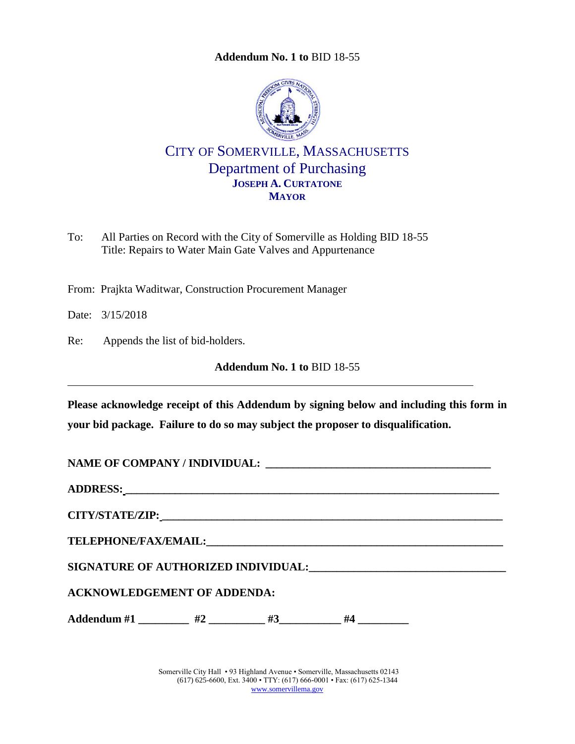**Addendum No. 1 to** BID 18-55

# CITY OF SOMERVILLE, MASSACHUSETTS

## Department of Purchasing

**JOSEPH A. CURTATONE**
**MAYOR**

To: All Parties on Record with the City of Somerville as Holding BID 18-55
Title: Repairs to Water Main Gate Valves and Appurtenance

From: Prajkta Waditwar, Construction Procurement Manager

Date: 3/15/2018

Re: Appends the list of bid-holders.

**Addendum No. 1 to** BID 18-55

---

**Please acknowledge receipt of this Addendum by signing below and including this form in your bid package. Failure to do so may subject the proposer to disqualification.**

**NAME OF COMPANY / INDIVIDUAL:** ________________________________________

**ADDRESS:** ________________________________________________________________

**CITY/STATE/ZIP:** __________________________________________________________

**TELEPHONE/FAX/EMAIL:** ____________________________________________________

**SIGNATURE OF AUTHORIZED INDIVIDUAL:** ________________________________

**ACKNOWLEDGEMENT OF ADDENDA:**

**Addendum #1** _________ **#2** __________ **#3**___________ **#4** _________

Somerville City Hall • 93 Highland Avenue • Somerville, Massachusetts 02143
(617) 625-6600, Ext. 3400 • TTY: (617) 666-0001 • Fax: (617) 625-1344
www.somervillema.gov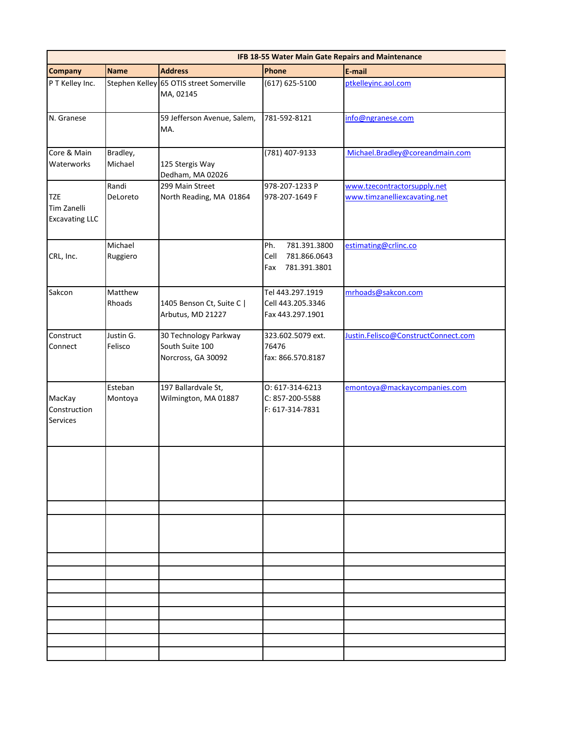| IFB 18-55 Water Main Gate Repairs and Maintenance | | | | |
|---|---|---|---|---|
| **Company** | **Name** | **Address** | **Phone** | **E-mail** |
| P T Kelley Inc. | Stephen Kelley | 65 OTIS street Somerville MA, 02145 | (617) 625-5100 | ptkelleyinc.aol.com |
| N. Granese | | 59 Jefferson Avenue, Salem, MA. | 781-592-8121 | info@ngranese.com |
| Core & Main Waterworks | Bradley, Michael | 125 Stergis Way Dedham, MA 02026 | (781) 407-9133 | Michael.Bradley@coreandmain.com |
| TZE Tim Zanelli Excavating LLC | Randi DeLoreto | 299 Main Street North Reading, MA 01864 | 978-207-1233 P 978-207-1649 F | www.tzecontractorsupply.net www.timzanelliexcavating.net |
| CRL, Inc. | Michael Ruggiero | | Ph. 781.391.3800 Cell 781.866.0643 Fax 781.391.3801 | estimating@crlinc.co |
| Sakcon | Matthew Rhoads | 1405 Benson Ct, Suite C \| Arbutus, MD 21227 | Tel 443.297.1919 Cell 443.205.3346 Fax 443.297.1901 | mrhoads@sakcon.com |
| Construct Connect | Justin G. Felisco | 30 Technology Parkway South Suite 100 Norcross, GA 30092 | 323.602.5079 ext. 76476 fax: 866.570.8187 | Justin.Felisco@ConstructConnect.com |
| MacKay Construction Services | Esteban Montoya | 197 Ballardvale St, Wilmington, MA 01887 | O: 617-314-6213 C: 857-200-5588 F: 617-314-7831 | emontoya@mackaycompanies.com |
| | | | | |
| | | | | |
| | | | | |
| | | | | |
| | | | | |
| | | | | |
| | | | | |
| | | | | |
| | | | | |
| | | | | |
| | | | | |